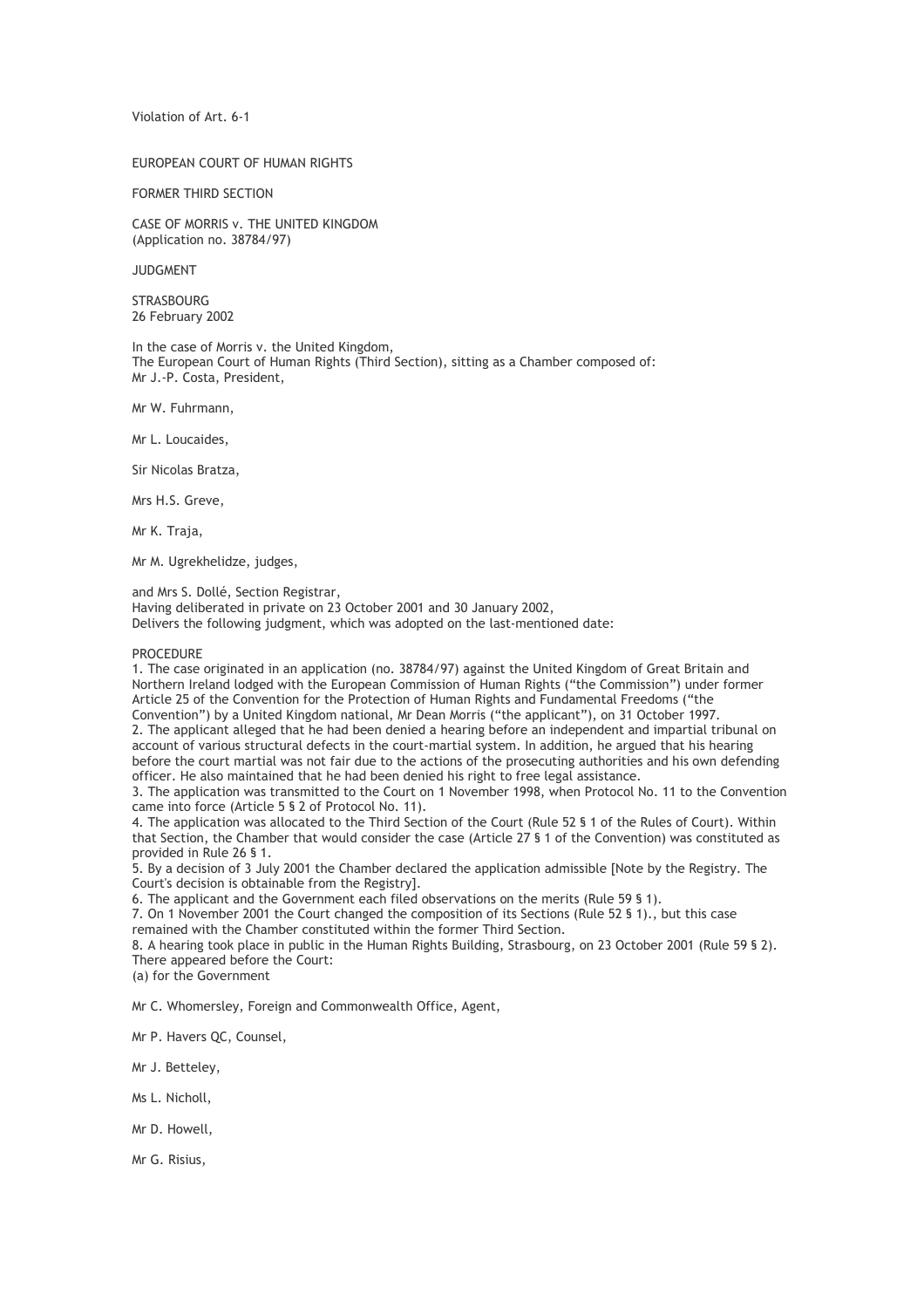Violation of Art. 6-1

EUROPEAN COURT OF HUMAN RIGHTS

FORMER THIRD SECTION

CASE OF MORRIS v. THE UNITED KINGDOM
(Application no. 38784/97)

JUDGMENT

STRASBOURG
26 February 2002

In the case of Morris v. the United Kingdom,
The European Court of Human Rights (Third Section), sitting as a Chamber composed of:
Mr J.-P. Costa, President,

Mr W. Fuhrmann,

Mr L. Loucaides,

Sir Nicolas Bratza,

Mrs H.S. Greve,

Mr K. Traja,

Mr M. Ugrekhelidze, judges,

and Mrs S. Dollé, Section Registrar,
Having deliberated in private on 23 October 2001 and 30 January 2002,
Delivers the following judgment, which was adopted on the last-mentioned date:

PROCEDURE

1. The case originated in an application (no. 38784/97) against the United Kingdom of Great Britain and Northern Ireland lodged with the European Commission of Human Rights ("the Commission") under former Article 25 of the Convention for the Protection of Human Rights and Fundamental Freedoms ("the Convention") by a United Kingdom national, Mr Dean Morris ("the applicant"), on 31 October 1997.
2. The applicant alleged that he had been denied a hearing before an independent and impartial tribunal on account of various structural defects in the court-martial system. In addition, he argued that his hearing before the court martial was not fair due to the actions of the prosecuting authorities and his own defending officer. He also maintained that he had been denied his right to free legal assistance.
3. The application was transmitted to the Court on 1 November 1998, when Protocol No. 11 to the Convention came into force (Article 5 § 2 of Protocol No. 11).
4. The application was allocated to the Third Section of the Court (Rule 52 § 1 of the Rules of Court). Within that Section, the Chamber that would consider the case (Article 27 § 1 of the Convention) was constituted as provided in Rule 26 § 1.
5. By a decision of 3 July 2001 the Chamber declared the application admissible [Note by the Registry. The Court's decision is obtainable from the Registry].
6. The applicant and the Government each filed observations on the merits (Rule 59 § 1).
7. On 1 November 2001 the Court changed the composition of its Sections (Rule 52 § 1)., but this case remained with the Chamber constituted within the former Third Section.
8. A hearing took place in public in the Human Rights Building, Strasbourg, on 23 October 2001 (Rule 59 § 2). There appeared before the Court:
(a) for the Government

Mr C. Whomersley, Foreign and Commonwealth Office, Agent,

Mr P. Havers QC, Counsel,

Mr J. Betteley,

Ms L. Nicholl,

Mr D. Howell,

Mr G. Risius,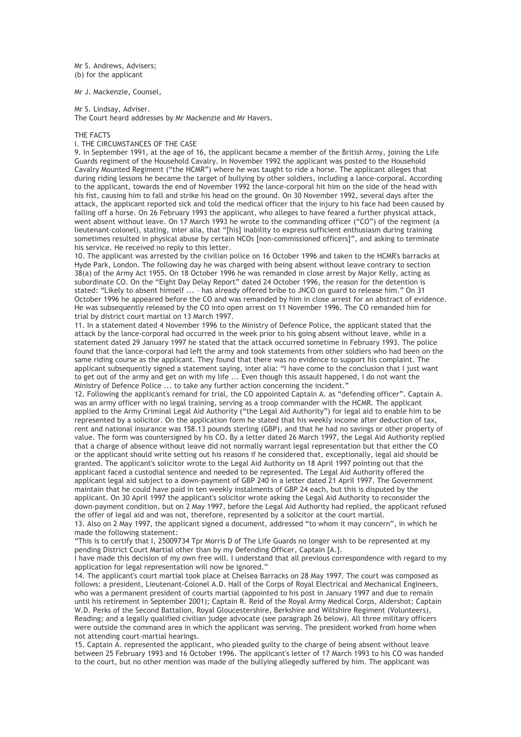Mr S. Andrews, Advisers;
(b) for the applicant

Mr J. Mackenzie, Counsel,

Mr S. Lindsay, Adviser.
The Court heard addresses by Mr Mackenzie and Mr Havers.

THE FACTS

I. THE CIRCUMSTANCES OF THE CASE

9. In September 1991, at the age of 16, the applicant became a member of the British Army, joining the Life Guards regiment of the Household Cavalry. In November 1992 the applicant was posted to the Household Cavalry Mounted Regiment ("the HCMR") where he was taught to ride a horse. The applicant alleges that during riding lessons he became the target of bullying by other soldiers, including a lance-corporal. According to the applicant, towards the end of November 1992 the lance-corporal hit him on the side of the head with his fist, causing him to fall and strike his head on the ground. On 30 November 1992, several days after the attack, the applicant reported sick and told the medical officer that the injury to his face had been caused by falling off a horse. On 26 February 1993 the applicant, who alleges to have feared a further physical attack, went absent without leave. On 17 March 1993 he wrote to the commanding officer ("CO") of the regiment (a lieutenant-colonel), stating, inter alia, that "[his] inability to express sufficient enthusiasm during training sometimes resulted in physical abuse by certain NCOs [non-commissioned officers]", and asking to terminate his service. He received no reply to this letter.

10. The applicant was arrested by the civilian police on 16 October 1996 and taken to the HCMR's barracks at Hyde Park, London. The following day he was charged with being absent without leave contrary to section 38(a) of the Army Act 1955. On 18 October 1996 he was remanded in close arrest by Major Kelly, acting as subordinate CO. On the "Eight Day Delay Report" dated 24 October 1996, the reason for the detention is stated: "Likely to absent himself ... – has already offered bribe to JNCO on guard to release him." On 31 October 1996 he appeared before the CO and was remanded by him in close arrest for an abstract of evidence. He was subsequently released by the CO into open arrest on 11 November 1996. The CO remanded him for trial by district court martial on 13 March 1997.

11. In a statement dated 4 November 1996 to the Ministry of Defence Police, the applicant stated that the attack by the lance-corporal had occurred in the week prior to his going absent without leave, while in a statement dated 29 January 1997 he stated that the attack occurred sometime in February 1993. The police found that the lance-corporal had left the army and took statements from other soldiers who had been on the same riding course as the applicant. They found that there was no evidence to support his complaint. The applicant subsequently signed a statement saying, inter alia: "I have come to the conclusion that I just want to get out of the army and get on with my life ... Even though this assault happened, I do not want the Ministry of Defence Police ... to take any further action concerning the incident."

12. Following the applicant's remand for trial, the CO appointed Captain A. as "defending officer". Captain A. was an army officer with no legal training, serving as a troop commander with the HCMR. The applicant applied to the Army Criminal Legal Aid Authority ("the Legal Aid Authority") for legal aid to enable him to be represented by a solicitor. On the application form he stated that his weekly income after deduction of tax, rent and national insurance was 158.13 pounds sterling (GBP), and that he had no savings or other property of value. The form was countersigned by his CO. By a letter dated 26 March 1997, the Legal Aid Authority replied that a charge of absence without leave did not normally warrant legal representation but that either the CO or the applicant should write setting out his reasons if he considered that, exceptionally, legal aid should be granted. The applicant's solicitor wrote to the Legal Aid Authority on 18 April 1997 pointing out that the applicant faced a custodial sentence and needed to be represented. The Legal Aid Authority offered the applicant legal aid subject to a down-payment of GBP 240 in a letter dated 21 April 1997. The Government maintain that he could have paid in ten weekly instalments of GBP 24 each, but this is disputed by the applicant. On 30 April 1997 the applicant's solicitor wrote asking the Legal Aid Authority to reconsider the down-payment condition, but on 2 May 1997, before the Legal Aid Authority had replied, the applicant refused the offer of legal aid and was not, therefore, represented by a solicitor at the court martial.

13. Also on 2 May 1997, the applicant signed a document, addressed "to whom it may concern", in which he made the following statement:

"This is to certify that I, 25009734 Tpr Morris D of The Life Guards no longer wish to be represented at my pending District Court Martial other than by my Defending Officer, Captain [A.].
I have made this decision of my own free will. I understand that all previous correspondence with regard to my application for legal representation will now be ignored."

14. The applicant's court martial took place at Chelsea Barracks on 28 May 1997. The court was composed as follows: a president, Lieutenant-Colonel A.D. Hall of the Corps of Royal Electrical and Mechanical Engineers, who was a permanent president of courts martial (appointed to his post in January 1997 and due to remain until his retirement in September 2001); Captain R. Reid of the Royal Army Medical Corps, Aldershot; Captain W.D. Perks of the Second Battalion, Royal Gloucestershire, Berkshire and Wiltshire Regiment (Volunteers), Reading; and a legally qualified civilian judge advocate (see paragraph 26 below). All three military officers were outside the command area in which the applicant was serving. The president worked from home when not attending court-martial hearings.

15. Captain A. represented the applicant, who pleaded guilty to the charge of being absent without leave between 25 February 1993 and 16 October 1996. The applicant's letter of 17 March 1993 to his CO was handed to the court, but no other mention was made of the bullying allegedly suffered by him. The applicant was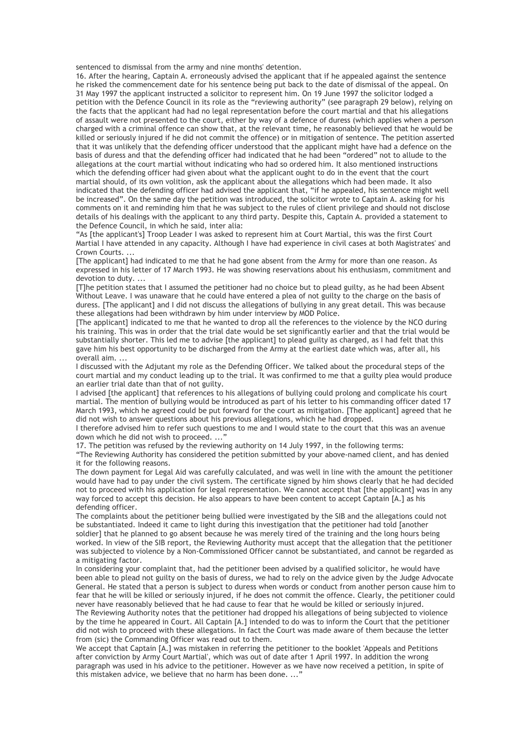sentenced to dismissal from the army and nine months' detention.

16. After the hearing, Captain A. erroneously advised the applicant that if he appealed against the sentence he risked the commencement date for his sentence being put back to the date of dismissal of the appeal. On 31 May 1997 the applicant instructed a solicitor to represent him. On 19 June 1997 the solicitor lodged a petition with the Defence Council in its role as the "reviewing authority" (see paragraph 29 below), relying on the facts that the applicant had had no legal representation before the court martial and that his allegations of assault were not presented to the court, either by way of a defence of duress (which applies when a person charged with a criminal offence can show that, at the relevant time, he reasonably believed that he would be killed or seriously injured if he did not commit the offence) or in mitigation of sentence. The petition asserted that it was unlikely that the defending officer understood that the applicant might have had a defence on the basis of duress and that the defending officer had indicated that he had been "ordered" not to allude to the allegations at the court martial without indicating who had so ordered him. It also mentioned instructions which the defending officer had given about what the applicant ought to do in the event that the court martial should, of its own volition, ask the applicant about the allegations which had been made. It also indicated that the defending officer had advised the applicant that, "if he appealed, his sentence might well be increased". On the same day the petition was introduced, the solicitor wrote to Captain A. asking for his comments on it and reminding him that he was subject to the rules of client privilege and should not disclose details of his dealings with the applicant to any third party. Despite this, Captain A. provided a statement to the Defence Council, in which he said, inter alia:

"As [the applicant's] Troop Leader I was asked to represent him at Court Martial, this was the first Court Martial I have attended in any capacity. Although I have had experience in civil cases at both Magistrates' and Crown Courts. ...

[The applicant] had indicated to me that he had gone absent from the Army for more than one reason. As expressed in his letter of 17 March 1993. He was showing reservations about his enthusiasm, commitment and devotion to duty. ...

[T]he petition states that I assumed the petitioner had no choice but to plead guilty, as he had been Absent Without Leave. I was unaware that he could have entered a plea of not guilty to the charge on the basis of duress. [The applicant] and I did not discuss the allegations of bullying in any great detail. This was because these allegations had been withdrawn by him under interview by MOD Police.

[The applicant] indicated to me that he wanted to drop all the references to the violence by the NCO during his training. This was in order that the trial date would be set significantly earlier and that the trial would be substantially shorter. This led me to advise [the applicant] to plead guilty as charged, as I had felt that this gave him his best opportunity to be discharged from the Army at the earliest date which was, after all, his overall aim. ...

I discussed with the Adjutant my role as the Defending Officer. We talked about the procedural steps of the court martial and my conduct leading up to the trial. It was confirmed to me that a guilty plea would produce an earlier trial date than that of not guilty.

I advised [the applicant] that references to his allegations of bullying could prolong and complicate his court martial. The mention of bullying would be introduced as part of his letter to his commanding officer dated 17 March 1993, which he agreed could be put forward for the court as mitigation. [The applicant] agreed that he did not wish to answer questions about his previous allegations, which he had dropped.

I therefore advised him to refer such questions to me and I would state to the court that this was an avenue down which he did not wish to proceed. ..."

17. The petition was refused by the reviewing authority on 14 July 1997, in the following terms:

"The Reviewing Authority has considered the petition submitted by your above-named client, and has denied it for the following reasons.

The down payment for Legal Aid was carefully calculated, and was well in line with the amount the petitioner would have had to pay under the civil system. The certificate signed by him shows clearly that he had decided not to proceed with his application for legal representation. We cannot accept that [the applicant] was in any way forced to accept this decision. He also appears to have been content to accept Captain [A.] as his defending officer.

The complaints about the petitioner being bullied were investigated by the SIB and the allegations could not be substantiated. Indeed it came to light during this investigation that the petitioner had told [another soldier] that he planned to go absent because he was merely tired of the training and the long hours being worked. In view of the SIB report, the Reviewing Authority must accept that the allegation that the petitioner was subjected to violence by a Non-Commissioned Officer cannot be substantiated, and cannot be regarded as a mitigating factor.

In considering your complaint that, had the petitioner been advised by a qualified solicitor, he would have been able to plead not guilty on the basis of duress, we had to rely on the advice given by the Judge Advocate General. He stated that a person is subject to duress when words or conduct from another person cause him to fear that he will be killed or seriously injured, if he does not commit the offence. Clearly, the petitioner could never have reasonably believed that he had cause to fear that he would be killed or seriously injured.

The Reviewing Authority notes that the petitioner had dropped his allegations of being subjected to violence by the time he appeared in Court. All Captain [A.] intended to do was to inform the Court that the petitioner did not wish to proceed with these allegations. In fact the Court was made aware of them because the letter from (sic) the Commanding Officer was read out to them.

We accept that Captain [A.] was mistaken in referring the petitioner to the booklet 'Appeals and Petitions after conviction by Army Court Martial', which was out of date after 1 April 1997. In addition the wrong paragraph was used in his advice to the petitioner. However as we have now received a petition, in spite of this mistaken advice, we believe that no harm has been done. ..."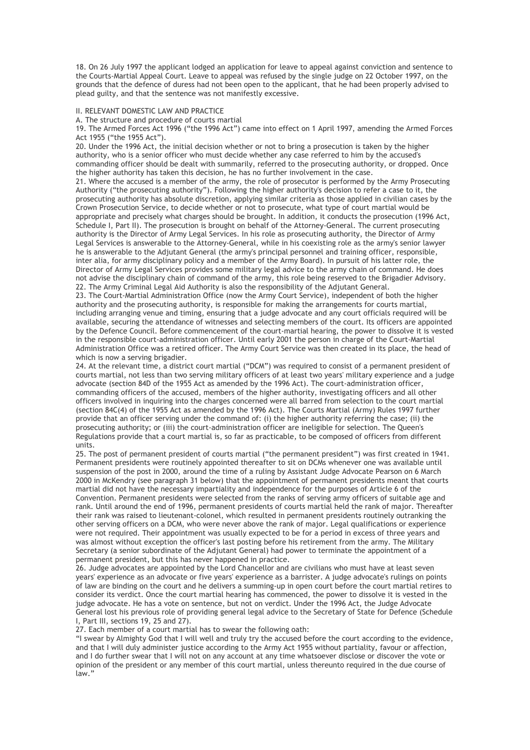18. On 26 July 1997 the applicant lodged an application for leave to appeal against conviction and sentence to the Courts-Martial Appeal Court. Leave to appeal was refused by the single judge on 22 October 1997, on the grounds that the defence of duress had not been open to the applicant, that he had been properly advised to plead guilty, and that the sentence was not manifestly excessive.

## II. RELEVANT DOMESTIC LAW AND PRACTICE

### A. The structure and procedure of courts martial

19. The Armed Forces Act 1996 ("the 1996 Act") came into effect on 1 April 1997, amending the Armed Forces Act 1955 ("the 1955 Act").

20. Under the 1996 Act, the initial decision whether or not to bring a prosecution is taken by the higher authority, who is a senior officer who must decide whether any case referred to him by the accused's commanding officer should be dealt with summarily, referred to the prosecuting authority, or dropped. Once the higher authority has taken this decision, he has no further involvement in the case.

21. Where the accused is a member of the army, the role of prosecutor is performed by the Army Prosecuting Authority ("the prosecuting authority"). Following the higher authority's decision to refer a case to it, the prosecuting authority has absolute discretion, applying similar criteria as those applied in civilian cases by the Crown Prosecution Service, to decide whether or not to prosecute, what type of court martial would be appropriate and precisely what charges should be brought. In addition, it conducts the prosecution (1996 Act, Schedule I, Part II). The prosecution is brought on behalf of the Attorney-General. The current prosecuting authority is the Director of Army Legal Services. In his role as prosecuting authority, the Director of Army Legal Services is answerable to the Attorney-General, while in his coexisting role as the army's senior lawyer he is answerable to the Adjutant General (the army's principal personnel and training officer, responsible, inter alia, for army disciplinary policy and a member of the Army Board). In pursuit of his latter role, the Director of Army Legal Services provides some military legal advice to the army chain of command. He does not advise the disciplinary chain of command of the army, this role being reserved to the Brigadier Advisory.

22. The Army Criminal Legal Aid Authority is also the responsibility of the Adjutant General.

23. The Court-Martial Administration Office (now the Army Court Service), independent of both the higher authority and the prosecuting authority, is responsible for making the arrangements for courts martial, including arranging venue and timing, ensuring that a judge advocate and any court officials required will be available, securing the attendance of witnesses and selecting members of the court. Its officers are appointed by the Defence Council. Before commencement of the court-martial hearing, the power to dissolve it is vested in the responsible court-administration officer. Until early 2001 the person in charge of the Court-Martial Administration Office was a retired officer. The Army Court Service was then created in its place, the head of which is now a serving brigadier.

24. At the relevant time, a district court martial ("DCM") was required to consist of a permanent president of courts martial, not less than two serving military officers of at least two years' military experience and a judge advocate (section 84D of the 1955 Act as amended by the 1996 Act). The court-administration officer, commanding officers of the accused, members of the higher authority, investigating officers and all other officers involved in inquiring into the charges concerned were all barred from selection to the court martial (section 84C(4) of the 1955 Act as amended by the 1996 Act). The Courts Martial (Army) Rules 1997 further provide that an officer serving under the command of: (i) the higher authority referring the case; (ii) the prosecuting authority; or (iii) the court-administration officer are ineligible for selection. The Queen's Regulations provide that a court martial is, so far as practicable, to be composed of officers from different units.

25. The post of permanent president of courts martial ("the permanent president") was first created in 1941. Permanent presidents were routinely appointed thereafter to sit on DCMs whenever one was available until suspension of the post in 2000, around the time of a ruling by Assistant Judge Advocate Pearson on 6 March 2000 in McKendry (see paragraph 31 below) that the appointment of permanent presidents meant that courts martial did not have the necessary impartiality and independence for the purposes of Article 6 of the Convention. Permanent presidents were selected from the ranks of serving army officers of suitable age and rank. Until around the end of 1996, permanent presidents of courts martial held the rank of major. Thereafter their rank was raised to lieutenant-colonel, which resulted in permanent presidents routinely outranking the other serving officers on a DCM, who were never above the rank of major. Legal qualifications or experience were not required. Their appointment was usually expected to be for a period in excess of three years and was almost without exception the officer's last posting before his retirement from the army. The Military Secretary (a senior subordinate of the Adjutant General) had power to terminate the appointment of a permanent president, but this has never happened in practice.

26. Judge advocates are appointed by the Lord Chancellor and are civilians who must have at least seven years' experience as an advocate or five years' experience as a barrister. A judge advocate's rulings on points of law are binding on the court and he delivers a summing-up in open court before the court martial retires to consider its verdict. Once the court martial hearing has commenced, the power to dissolve it is vested in the judge advocate. He has a vote on sentence, but not on verdict. Under the 1996 Act, the Judge Advocate General lost his previous role of providing general legal advice to the Secretary of State for Defence (Schedule I, Part III, sections 19, 25 and 27).

27. Each member of a court martial has to swear the following oath:

"I swear by Almighty God that I will well and truly try the accused before the court according to the evidence, and that I will duly administer justice according to the Army Act 1955 without partiality, favour or affection, and I do further swear that I will not on any account at any time whatsoever disclose or discover the vote or opinion of the president or any member of this court martial, unless thereunto required in the due course of law."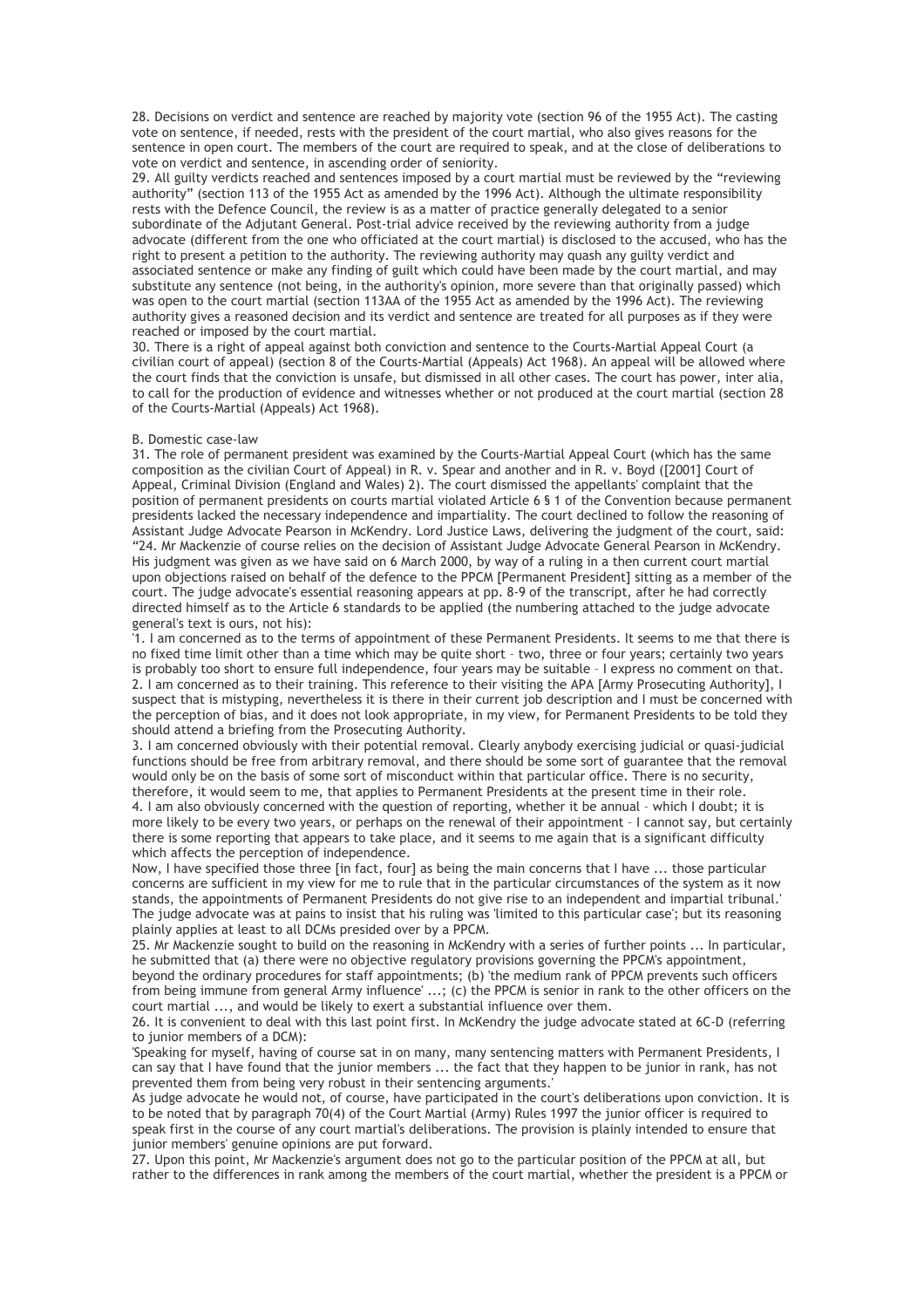28. Decisions on verdict and sentence are reached by majority vote (section 96 of the 1955 Act). The casting vote on sentence, if needed, rests with the president of the court martial, who also gives reasons for the sentence in open court. The members of the court are required to speak, and at the close of deliberations to vote on verdict and sentence, in ascending order of seniority.

29. All guilty verdicts reached and sentences imposed by a court martial must be reviewed by the "reviewing authority" (section 113 of the 1955 Act as amended by the 1996 Act). Although the ultimate responsibility rests with the Defence Council, the review is as a matter of practice generally delegated to a senior subordinate of the Adjutant General. Post-trial advice received by the reviewing authority from a judge advocate (different from the one who officiated at the court martial) is disclosed to the accused, who has the right to present a petition to the authority. The reviewing authority may quash any guilty verdict and associated sentence or make any finding of guilt which could have been made by the court martial, and may substitute any sentence (not being, in the authority's opinion, more severe than that originally passed) which was open to the court martial (section 113AA of the 1955 Act as amended by the 1996 Act). The reviewing authority gives a reasoned decision and its verdict and sentence are treated for all purposes as if they were reached or imposed by the court martial.

30. There is a right of appeal against both conviction and sentence to the Courts-Martial Appeal Court (a civilian court of appeal) (section 8 of the Courts-Martial (Appeals) Act 1968). An appeal will be allowed where the court finds that the conviction is unsafe, but dismissed in all other cases. The court has power, inter alia, to call for the production of evidence and witnesses whether or not produced at the court martial (section 28 of the Courts-Martial (Appeals) Act 1968).

B. Domestic case-law

31. The role of permanent president was examined by the Courts-Martial Appeal Court (which has the same composition as the civilian Court of Appeal) in R. v. Spear and another and in R. v. Boyd ([2001] Court of Appeal, Criminal Division (England and Wales) 2). The court dismissed the appellants' complaint that the position of permanent presidents on courts martial violated Article 6 § 1 of the Convention because permanent presidents lacked the necessary independence and impartiality. The court declined to follow the reasoning of Assistant Judge Advocate Pearson in McKendry. Lord Justice Laws, delivering the judgment of the court, said:

"24. Mr Mackenzie of course relies on the decision of Assistant Judge Advocate General Pearson in McKendry. His judgment was given as we have said on 6 March 2000, by way of a ruling in a then current court martial upon objections raised on behalf of the defence to the PPCM [Permanent President] sitting as a member of the court. The judge advocate's essential reasoning appears at pp. 8-9 of the transcript, after he had correctly directed himself as to the Article 6 standards to be applied (the numbering attached to the judge advocate general's text is ours, not his):

'1. I am concerned as to the terms of appointment of these Permanent Presidents. It seems to me that there is no fixed time limit other than a time which may be quite short – two, three or four years; certainly two years is probably too short to ensure full independence, four years may be suitable – I express no comment on that.

2. I am concerned as to their training. This reference to their visiting the APA [Army Prosecuting Authority], I suspect that is mistyping, nevertheless it is there in their current job description and I must be concerned with the perception of bias, and it does not look appropriate, in my view, for Permanent Presidents to be told they should attend a briefing from the Prosecuting Authority.

3. I am concerned obviously with their potential removal. Clearly anybody exercising judicial or quasi-judicial functions should be free from arbitrary removal, and there should be some sort of guarantee that the removal would only be on the basis of some sort of misconduct within that particular office. There is no security, therefore, it would seem to me, that applies to Permanent Presidents at the present time in their role.

4. I am also obviously concerned with the question of reporting, whether it be annual – which I doubt; it is more likely to be every two years, or perhaps on the renewal of their appointment – I cannot say, but certainly there is some reporting that appears to take place, and it seems to me again that is a significant difficulty which affects the perception of independence.

Now, I have specified those three [in fact, four] as being the main concerns that I have ... those particular concerns are sufficient in my view for me to rule that in the particular circumstances of the system as it now stands, the appointments of Permanent Presidents do not give rise to an independent and impartial tribunal.'

The judge advocate was at pains to insist that his ruling was 'limited to this particular case'; but its reasoning plainly applies at least to all DCMs presided over by a PPCM.

25. Mr Mackenzie sought to build on the reasoning in McKendry with a series of further points ... In particular, he submitted that (a) there were no objective regulatory provisions governing the PPCM's appointment, beyond the ordinary procedures for staff appointments; (b) 'the medium rank of PPCM prevents such officers from being immune from general Army influence' ...; (c) the PPCM is senior in rank to the other officers on the court martial ..., and would be likely to exert a substantial influence over them.

26. It is convenient to deal with this last point first. In McKendry the judge advocate stated at 6C-D (referring to junior members of a DCM):

'Speaking for myself, having of course sat in on many, many sentencing matters with Permanent Presidents, I can say that I have found that the junior members ... the fact that they happen to be junior in rank, has not prevented them from being very robust in their sentencing arguments.'

As judge advocate he would not, of course, have participated in the court's deliberations upon conviction. It is to be noted that by paragraph 70(4) of the Court Martial (Army) Rules 1997 the junior officer is required to speak first in the course of any court martial's deliberations. The provision is plainly intended to ensure that junior members' genuine opinions are put forward.

27. Upon this point, Mr Mackenzie's argument does not go to the particular position of the PPCM at all, but rather to the differences in rank among the members of the court martial, whether the president is a PPCM or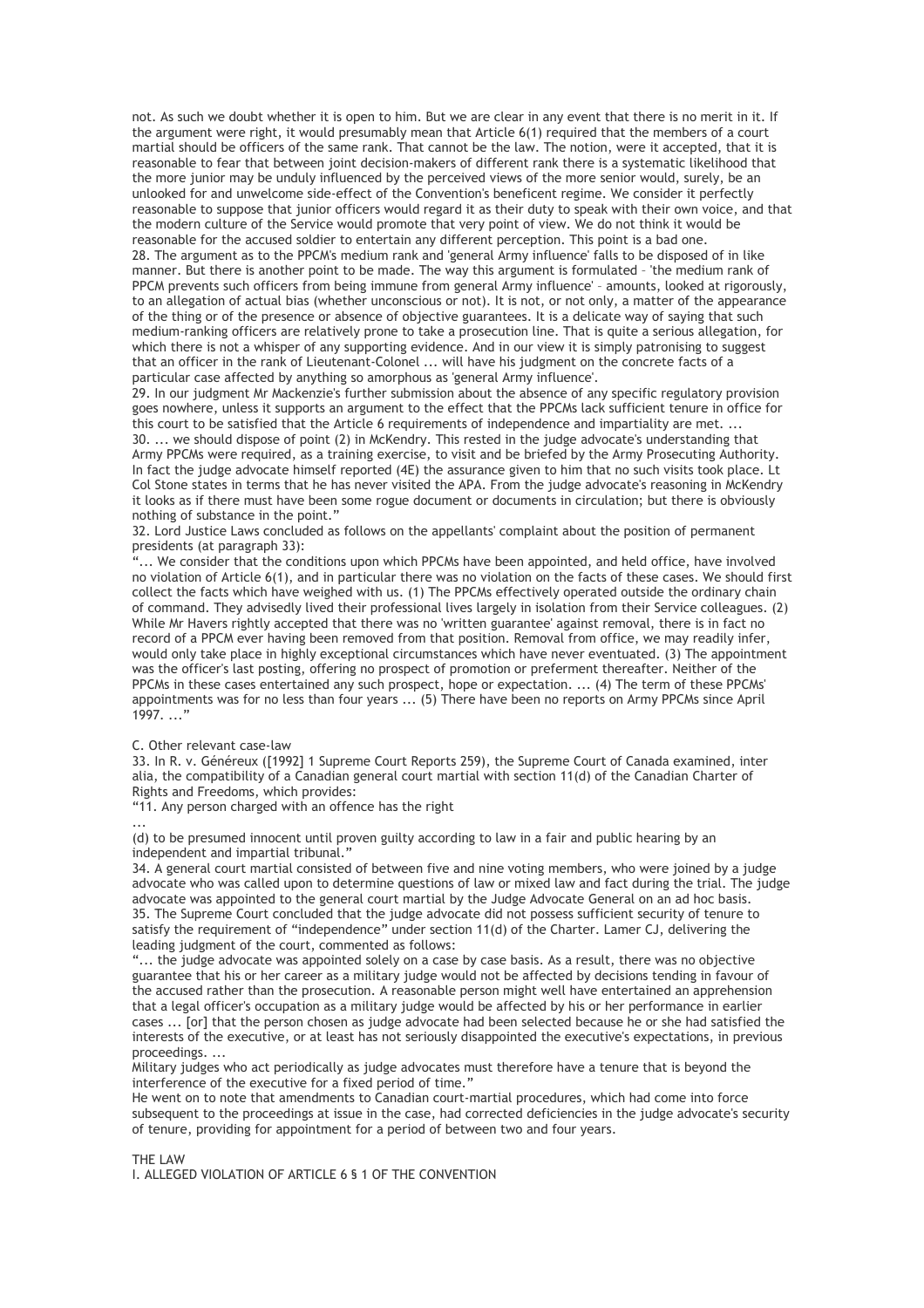not. As such we doubt whether it is open to him. But we are clear in any event that there is no merit in it. If the argument were right, it would presumably mean that Article 6(1) required that the members of a court martial should be officers of the same rank. That cannot be the law. The notion, were it accepted, that it is reasonable to fear that between joint decision-makers of different rank there is a systematic likelihood that the more junior may be unduly influenced by the perceived views of the more senior would, surely, be an unlooked for and unwelcome side-effect of the Convention's beneficent regime. We consider it perfectly reasonable to suppose that junior officers would regard it as their duty to speak with their own voice, and that the modern culture of the Service would promote that very point of view. We do not think it would be reasonable for the accused soldier to entertain any different perception. This point is a bad one.

28. The argument as to the PPCM's medium rank and 'general Army influence' falls to be disposed of in like manner. But there is another point to be made. The way this argument is formulated – 'the medium rank of PPCM prevents such officers from being immune from general Army influence' – amounts, looked at rigorously, to an allegation of actual bias (whether unconscious or not). It is not, or not only, a matter of the appearance of the thing or of the presence or absence of objective guarantees. It is a delicate way of saying that such medium-ranking officers are relatively prone to take a prosecution line. That is quite a serious allegation, for which there is not a whisper of any supporting evidence. And in our view it is simply patronising to suggest that an officer in the rank of Lieutenant-Colonel ... will have his judgment on the concrete facts of a particular case affected by anything so amorphous as 'general Army influence'.

29. In our judgment Mr Mackenzie's further submission about the absence of any specific regulatory provision goes nowhere, unless it supports an argument to the effect that the PPCMs lack sufficient tenure in office for this court to be satisfied that the Article 6 requirements of independence and impartiality are met. ...

30. ... we should dispose of point (2) in McKendry. This rested in the judge advocate's understanding that Army PPCMs were required, as a training exercise, to visit and be briefed by the Army Prosecuting Authority. In fact the judge advocate himself reported (4E) the assurance given to him that no such visits took place. Lt Col Stone states in terms that he has never visited the APA. From the judge advocate's reasoning in McKendry it looks as if there must have been some rogue document or documents in circulation; but there is obviously nothing of substance in the point."

32. Lord Justice Laws concluded as follows on the appellants' complaint about the position of permanent presidents (at paragraph 33):

"... We consider that the conditions upon which PPCMs have been appointed, and held office, have involved no violation of Article 6(1), and in particular there was no violation on the facts of these cases. We should first collect the facts which have weighed with us. (1) The PPCMs effectively operated outside the ordinary chain of command. They advisedly lived their professional lives largely in isolation from their Service colleagues. (2) While Mr Havers rightly accepted that there was no 'written guarantee' against removal, there is in fact no record of a PPCM ever having been removed from that position. Removal from office, we may readily infer, would only take place in highly exceptional circumstances which have never eventuated. (3) The appointment was the officer's last posting, offering no prospect of promotion or preferment thereafter. Neither of the PPCMs in these cases entertained any such prospect, hope or expectation. ... (4) The term of these PPCMs' appointments was for no less than four years ... (5) There have been no reports on Army PPCMs since April 1997. ..."

C. Other relevant case-law

33. In R. v. Généreux ([1992] 1 Supreme Court Reports 259), the Supreme Court of Canada examined, inter alia, the compatibility of a Canadian general court martial with section 11(d) of the Canadian Charter of Rights and Freedoms, which provides:

"11. Any person charged with an offence has the right

...

(d) to be presumed innocent until proven guilty according to law in a fair and public hearing by an independent and impartial tribunal."

34. A general court martial consisted of between five and nine voting members, who were joined by a judge advocate who was called upon to determine questions of law or mixed law and fact during the trial. The judge advocate was appointed to the general court martial by the Judge Advocate General on an ad hoc basis.

35. The Supreme Court concluded that the judge advocate did not possess sufficient security of tenure to satisfy the requirement of "independence" under section 11(d) of the Charter. Lamer CJ, delivering the leading judgment of the court, commented as follows:

"... the judge advocate was appointed solely on a case by case basis. As a result, there was no objective guarantee that his or her career as a military judge would not be affected by decisions tending in favour of the accused rather than the prosecution. A reasonable person might well have entertained an apprehension that a legal officer's occupation as a military judge would be affected by his or her performance in earlier cases ... [or] that the person chosen as judge advocate had been selected because he or she had satisfied the interests of the executive, or at least has not seriously disappointed the executive's expectations, in previous proceedings. ...

Military judges who act periodically as judge advocates must therefore have a tenure that is beyond the interference of the executive for a fixed period of time."

He went on to note that amendments to Canadian court-martial procedures, which had come into force subsequent to the proceedings at issue in the case, had corrected deficiencies in the judge advocate's security of tenure, providing for appointment for a period of between two and four years.

THE LAW

I. ALLEGED VIOLATION OF ARTICLE 6 § 1 OF THE CONVENTION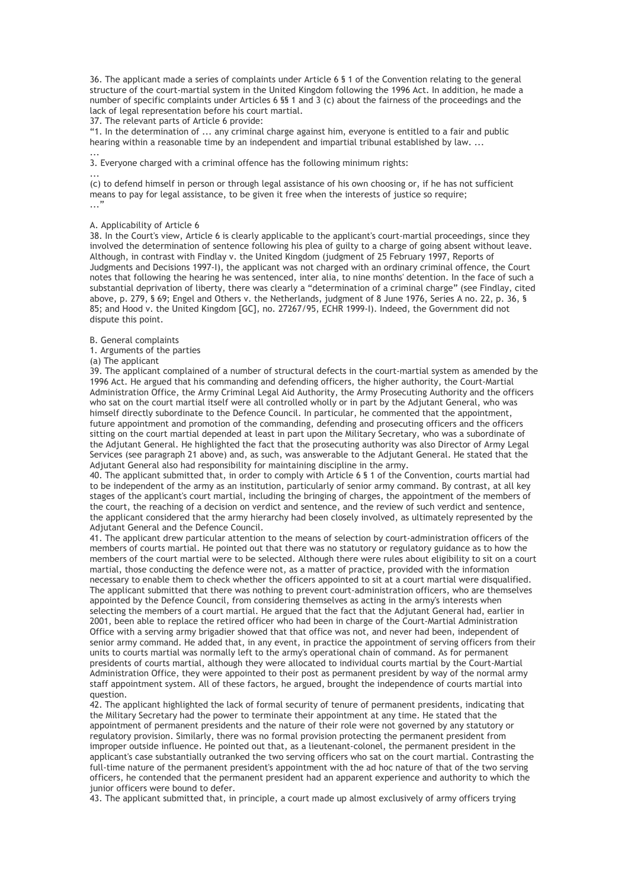36. The applicant made a series of complaints under Article 6 § 1 of the Convention relating to the general structure of the court-martial system in the United Kingdom following the 1996 Act. In addition, he made a number of specific complaints under Articles 6 §§ 1 and 3 (c) about the fairness of the proceedings and the lack of legal representation before his court martial.

37. The relevant parts of Article 6 provide:

"1. In the determination of ... any criminal charge against him, everyone is entitled to a fair and public hearing within a reasonable time by an independent and impartial tribunal established by law. ...

...

3. Everyone charged with a criminal offence has the following minimum rights:

...

(c) to defend himself in person or through legal assistance of his own choosing or, if he has not sufficient means to pay for legal assistance, to be given it free when the interests of justice so require;

..."

A. Applicability of Article 6

38. In the Court's view, Article 6 is clearly applicable to the applicant's court-martial proceedings, since they involved the determination of sentence following his plea of guilty to a charge of going absent without leave. Although, in contrast with Findlay v. the United Kingdom (judgment of 25 February 1997, Reports of Judgments and Decisions 1997-I), the applicant was not charged with an ordinary criminal offence, the Court notes that following the hearing he was sentenced, inter alia, to nine months' detention. In the face of such a substantial deprivation of liberty, there was clearly a "determination of a criminal charge" (see Findlay, cited above, p. 279, § 69; Engel and Others v. the Netherlands, judgment of 8 June 1976, Series A no. 22, p. 36, § 85; and Hood v. the United Kingdom [GC], no. 27267/95, ECHR 1999-I). Indeed, the Government did not dispute this point.

B. General complaints

1. Arguments of the parties

(a) The applicant

39. The applicant complained of a number of structural defects in the court-martial system as amended by the 1996 Act. He argued that his commanding and defending officers, the higher authority, the Court-Martial Administration Office, the Army Criminal Legal Aid Authority, the Army Prosecuting Authority and the officers who sat on the court martial itself were all controlled wholly or in part by the Adjutant General, who was himself directly subordinate to the Defence Council. In particular, he commented that the appointment, future appointment and promotion of the commanding, defending and prosecuting officers and the officers sitting on the court martial depended at least in part upon the Military Secretary, who was a subordinate of the Adjutant General. He highlighted the fact that the prosecuting authority was also Director of Army Legal Services (see paragraph 21 above) and, as such, was answerable to the Adjutant General. He stated that the Adjutant General also had responsibility for maintaining discipline in the army.

40. The applicant submitted that, in order to comply with Article 6 § 1 of the Convention, courts martial had to be independent of the army as an institution, particularly of senior army command. By contrast, at all key stages of the applicant's court martial, including the bringing of charges, the appointment of the members of the court, the reaching of a decision on verdict and sentence, and the review of such verdict and sentence, the applicant considered that the army hierarchy had been closely involved, as ultimately represented by the Adjutant General and the Defence Council.

41. The applicant drew particular attention to the means of selection by court-administration officers of the members of courts martial. He pointed out that there was no statutory or regulatory guidance as to how the members of the court martial were to be selected. Although there were rules about eligibility to sit on a court martial, those conducting the defence were not, as a matter of practice, provided with the information necessary to enable them to check whether the officers appointed to sit at a court martial were disqualified. The applicant submitted that there was nothing to prevent court-administration officers, who are themselves appointed by the Defence Council, from considering themselves as acting in the army's interests when selecting the members of a court martial. He argued that the fact that the Adjutant General had, earlier in 2001, been able to replace the retired officer who had been in charge of the Court-Martial Administration Office with a serving army brigadier showed that that office was not, and never had been, independent of senior army command. He added that, in any event, in practice the appointment of serving officers from their units to courts martial was normally left to the army's operational chain of command. As for permanent presidents of courts martial, although they were allocated to individual courts martial by the Court-Martial Administration Office, they were appointed to their post as permanent president by way of the normal army staff appointment system. All of these factors, he argued, brought the independence of courts martial into question.

42. The applicant highlighted the lack of formal security of tenure of permanent presidents, indicating that the Military Secretary had the power to terminate their appointment at any time. He stated that the appointment of permanent presidents and the nature of their role were not governed by any statutory or regulatory provision. Similarly, there was no formal provision protecting the permanent president from improper outside influence. He pointed out that, as a lieutenant-colonel, the permanent president in the applicant's case substantially outranked the two serving officers who sat on the court martial. Contrasting the full-time nature of the permanent president's appointment with the ad hoc nature of that of the two serving officers, he contended that the permanent president had an apparent experience and authority to which the junior officers were bound to defer.

43. The applicant submitted that, in principle, a court made up almost exclusively of army officers trying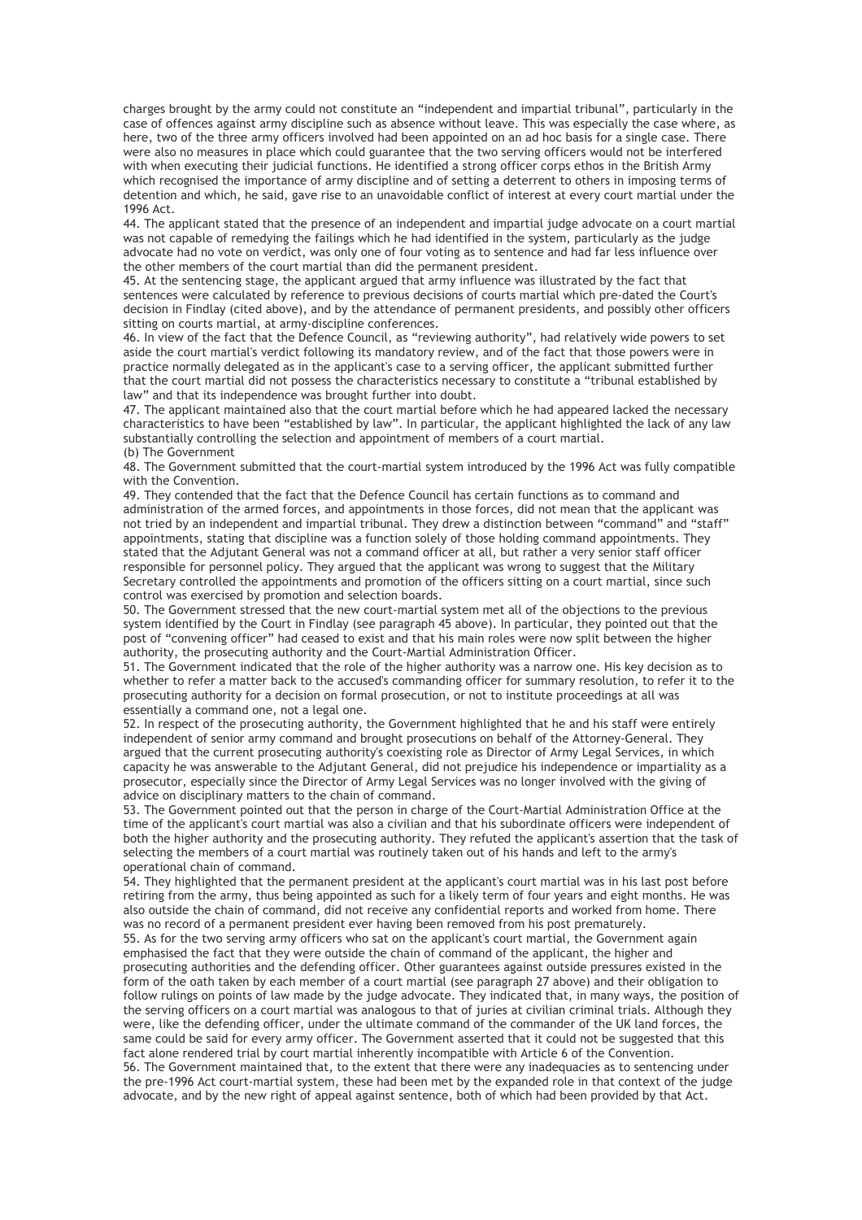charges brought by the army could not constitute an "independent and impartial tribunal", particularly in the case of offences against army discipline such as absence without leave. This was especially the case where, as here, two of the three army officers involved had been appointed on an ad hoc basis for a single case. There were also no measures in place which could guarantee that the two serving officers would not be interfered with when executing their judicial functions. He identified a strong officer corps ethos in the British Army which recognised the importance of army discipline and of setting a deterrent to others in imposing terms of detention and which, he said, gave rise to an unavoidable conflict of interest at every court martial under the 1996 Act.

44. The applicant stated that the presence of an independent and impartial judge advocate on a court martial was not capable of remedying the failings which he had identified in the system, particularly as the judge advocate had no vote on verdict, was only one of four voting as to sentence and had far less influence over the other members of the court martial than did the permanent president.

45. At the sentencing stage, the applicant argued that army influence was illustrated by the fact that sentences were calculated by reference to previous decisions of courts martial which pre-dated the Court's decision in Findlay (cited above), and by the attendance of permanent presidents, and possibly other officers sitting on courts martial, at army-discipline conferences.

46. In view of the fact that the Defence Council, as "reviewing authority", had relatively wide powers to set aside the court martial's verdict following its mandatory review, and of the fact that those powers were in practice normally delegated as in the applicant's case to a serving officer, the applicant submitted further that the court martial did not possess the characteristics necessary to constitute a "tribunal established by law" and that its independence was brought further into doubt.

47. The applicant maintained also that the court martial before which he had appeared lacked the necessary characteristics to have been "established by law". In particular, the applicant highlighted the lack of any law substantially controlling the selection and appointment of members of a court martial.

(b) The Government

48. The Government submitted that the court-martial system introduced by the 1996 Act was fully compatible with the Convention.

49. They contended that the fact that the Defence Council has certain functions as to command and administration of the armed forces, and appointments in those forces, did not mean that the applicant was not tried by an independent and impartial tribunal. They drew a distinction between "command" and "staff" appointments, stating that discipline was a function solely of those holding command appointments. They stated that the Adjutant General was not a command officer at all, but rather a very senior staff officer responsible for personnel policy. They argued that the applicant was wrong to suggest that the Military Secretary controlled the appointments and promotion of the officers sitting on a court martial, since such control was exercised by promotion and selection boards.

50. The Government stressed that the new court-martial system met all of the objections to the previous system identified by the Court in Findlay (see paragraph 45 above). In particular, they pointed out that the post of "convening officer" had ceased to exist and that his main roles were now split between the higher authority, the prosecuting authority and the Court-Martial Administration Officer.

51. The Government indicated that the role of the higher authority was a narrow one. His key decision as to whether to refer a matter back to the accused's commanding officer for summary resolution, to refer it to the prosecuting authority for a decision on formal prosecution, or not to institute proceedings at all was essentially a command one, not a legal one.

52. In respect of the prosecuting authority, the Government highlighted that he and his staff were entirely independent of senior army command and brought prosecutions on behalf of the Attorney-General. They argued that the current prosecuting authority's coexisting role as Director of Army Legal Services, in which capacity he was answerable to the Adjutant General, did not prejudice his independence or impartiality as a prosecutor, especially since the Director of Army Legal Services was no longer involved with the giving of advice on disciplinary matters to the chain of command.

53. The Government pointed out that the person in charge of the Court-Martial Administration Office at the time of the applicant's court martial was also a civilian and that his subordinate officers were independent of both the higher authority and the prosecuting authority. They refuted the applicant's assertion that the task of selecting the members of a court martial was routinely taken out of his hands and left to the army's operational chain of command.

54. They highlighted that the permanent president at the applicant's court martial was in his last post before retiring from the army, thus being appointed as such for a likely term of four years and eight months. He was also outside the chain of command, did not receive any confidential reports and worked from home. There was no record of a permanent president ever having been removed from his post prematurely.

55. As for the two serving army officers who sat on the applicant's court martial, the Government again emphasised the fact that they were outside the chain of command of the applicant, the higher and prosecuting authorities and the defending officer. Other guarantees against outside pressures existed in the form of the oath taken by each member of a court martial (see paragraph 27 above) and their obligation to follow rulings on points of law made by the judge advocate. They indicated that, in many ways, the position of the serving officers on a court martial was analogous to that of juries at civilian criminal trials. Although they were, like the defending officer, under the ultimate command of the commander of the UK land forces, the same could be said for every army officer. The Government asserted that it could not be suggested that this fact alone rendered trial by court martial inherently incompatible with Article 6 of the Convention.

56. The Government maintained that, to the extent that there were any inadequacies as to sentencing under the pre-1996 Act court-martial system, these had been met by the expanded role in that context of the judge advocate, and by the new right of appeal against sentence, both of which had been provided by that Act.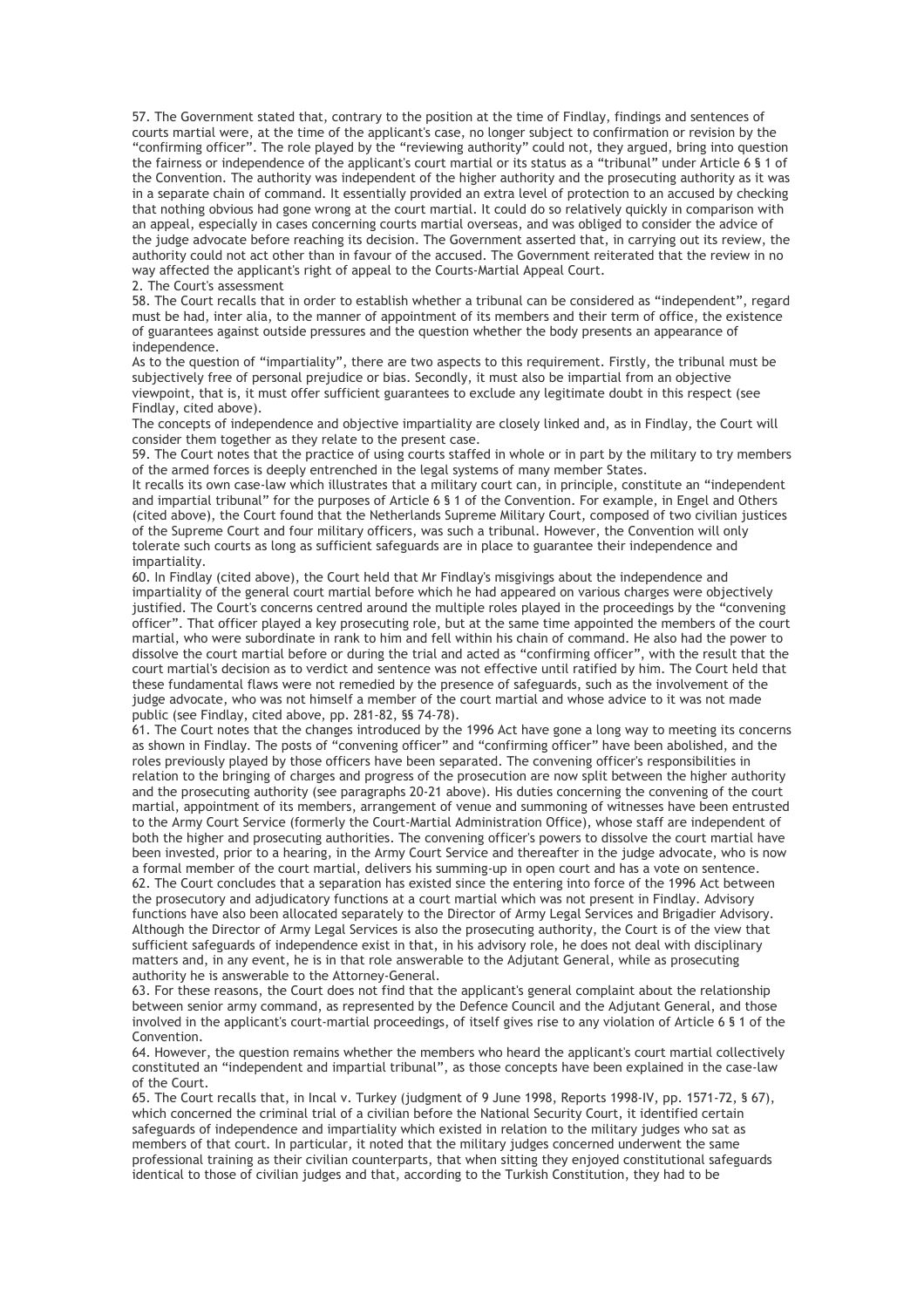57. The Government stated that, contrary to the position at the time of Findlay, findings and sentences of courts martial were, at the time of the applicant's case, no longer subject to confirmation or revision by the "confirming officer". The role played by the "reviewing authority" could not, they argued, bring into question the fairness or independence of the applicant's court martial or its status as a "tribunal" under Article 6 § 1 of the Convention. The authority was independent of the higher authority and the prosecuting authority as it was in a separate chain of command. It essentially provided an extra level of protection to an accused by checking that nothing obvious had gone wrong at the court martial. It could do so relatively quickly in comparison with an appeal, especially in cases concerning courts martial overseas, and was obliged to consider the advice of the judge advocate before reaching its decision. The Government asserted that, in carrying out its review, the authority could not act other than in favour of the accused. The Government reiterated that the review in no way affected the applicant's right of appeal to the Courts-Martial Appeal Court.

2. The Court's assessment

58. The Court recalls that in order to establish whether a tribunal can be considered as "independent", regard must be had, inter alia, to the manner of appointment of its members and their term of office, the existence of guarantees against outside pressures and the question whether the body presents an appearance of independence.

As to the question of "impartiality", there are two aspects to this requirement. Firstly, the tribunal must be subjectively free of personal prejudice or bias. Secondly, it must also be impartial from an objective viewpoint, that is, it must offer sufficient guarantees to exclude any legitimate doubt in this respect (see Findlay, cited above).

The concepts of independence and objective impartiality are closely linked and, as in Findlay, the Court will consider them together as they relate to the present case.

59. The Court notes that the practice of using courts staffed in whole or in part by the military to try members of the armed forces is deeply entrenched in the legal systems of many member States.

It recalls its own case-law which illustrates that a military court can, in principle, constitute an "independent and impartial tribunal" for the purposes of Article 6 § 1 of the Convention. For example, in Engel and Others (cited above), the Court found that the Netherlands Supreme Military Court, composed of two civilian justices of the Supreme Court and four military officers, was such a tribunal. However, the Convention will only tolerate such courts as long as sufficient safeguards are in place to guarantee their independence and impartiality.

60. In Findlay (cited above), the Court held that Mr Findlay's misgivings about the independence and impartiality of the general court martial before which he had appeared on various charges were objectively justified. The Court's concerns centred around the multiple roles played in the proceedings by the "convening officer". That officer played a key prosecuting role, but at the same time appointed the members of the court martial, who were subordinate in rank to him and fell within his chain of command. He also had the power to dissolve the court martial before or during the trial and acted as "confirming officer", with the result that the court martial's decision as to verdict and sentence was not effective until ratified by him. The Court held that these fundamental flaws were not remedied by the presence of safeguards, such as the involvement of the judge advocate, who was not himself a member of the court martial and whose advice to it was not made public (see Findlay, cited above, pp. 281-82, §§ 74-78).

61. The Court notes that the changes introduced by the 1996 Act have gone a long way to meeting its concerns as shown in Findlay. The posts of "convening officer" and "confirming officer" have been abolished, and the roles previously played by those officers have been separated. The convening officer's responsibilities in relation to the bringing of charges and progress of the prosecution are now split between the higher authority and the prosecuting authority (see paragraphs 20-21 above). His duties concerning the convening of the court martial, appointment of its members, arrangement of venue and summoning of witnesses have been entrusted to the Army Court Service (formerly the Court-Martial Administration Office), whose staff are independent of both the higher and prosecuting authorities. The convening officer's powers to dissolve the court martial have been invested, prior to a hearing, in the Army Court Service and thereafter in the judge advocate, who is now a formal member of the court martial, delivers his summing-up in open court and has a vote on sentence.

62. The Court concludes that a separation has existed since the entering into force of the 1996 Act between the prosecutory and adjudicatory functions at a court martial which was not present in Findlay. Advisory functions have also been allocated separately to the Director of Army Legal Services and Brigadier Advisory. Although the Director of Army Legal Services is also the prosecuting authority, the Court is of the view that sufficient safeguards of independence exist in that, in his advisory role, he does not deal with disciplinary matters and, in any event, he is in that role answerable to the Adjutant General, while as prosecuting authority he is answerable to the Attorney-General.

63. For these reasons, the Court does not find that the applicant's general complaint about the relationship between senior army command, as represented by the Defence Council and the Adjutant General, and those involved in the applicant's court-martial proceedings, of itself gives rise to any violation of Article 6 § 1 of the Convention.

64. However, the question remains whether the members who heard the applicant's court martial collectively constituted an "independent and impartial tribunal", as those concepts have been explained in the case-law of the Court.

65. The Court recalls that, in Incal v. Turkey (judgment of 9 June 1998, Reports 1998-IV, pp. 1571-72, § 67), which concerned the criminal trial of a civilian before the National Security Court, it identified certain safeguards of independence and impartiality which existed in relation to the military judges who sat as members of that court. In particular, it noted that the military judges concerned underwent the same professional training as their civilian counterparts, that when sitting they enjoyed constitutional safeguards identical to those of civilian judges and that, according to the Turkish Constitution, they had to be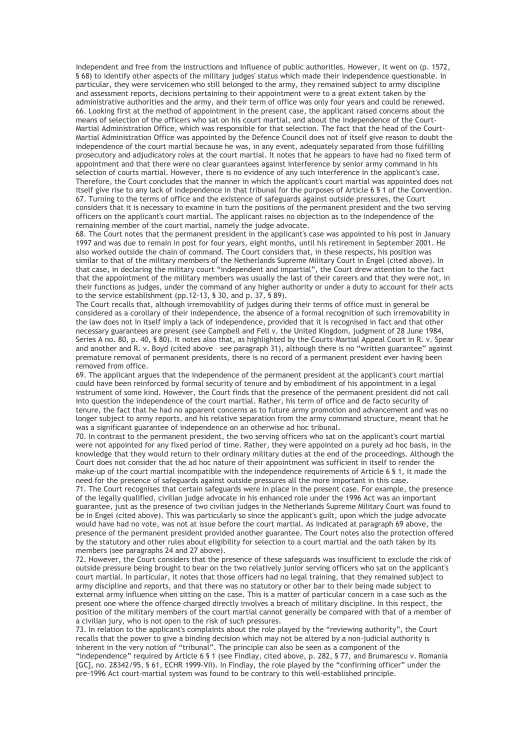independent and free from the instructions and influence of public authorities. However, it went on (p. 1572, § 68) to identify other aspects of the military judges' status which made their independence questionable. In particular, they were servicemen who still belonged to the army, they remained subject to army discipline and assessment reports, decisions pertaining to their appointment were to a great extent taken by the administrative authorities and the army, and their term of office was only four years and could be renewed.

66. Looking first at the method of appointment in the present case, the applicant raised concerns about the means of selection of the officers who sat on his court martial, and about the independence of the Court-Martial Administration Office, which was responsible for that selection. The fact that the head of the Court-Martial Administration Office was appointed by the Defence Council does not of itself give reason to doubt the independence of the court martial because he was, in any event, adequately separated from those fulfilling prosecutory and adjudicatory roles at the court martial. It notes that he appears to have had no fixed term of appointment and that there were no clear guarantees against interference by senior army command in his selection of courts martial. However, there is no evidence of any such interference in the applicant's case. Therefore, the Court concludes that the manner in which the applicant's court martial was appointed does not itself give rise to any lack of independence in that tribunal for the purposes of Article 6 § 1 of the Convention.

67. Turning to the terms of office and the existence of safeguards against outside pressures, the Court considers that it is necessary to examine in turn the positions of the permanent president and the two serving officers on the applicant's court martial. The applicant raises no objection as to the independence of the remaining member of the court martial, namely the judge advocate.

68. The Court notes that the permanent president in the applicant's case was appointed to his post in January 1997 and was due to remain in post for four years, eight months, until his retirement in September 2001. He also worked outside the chain of command. The Court considers that, in these respects, his position was similar to that of the military members of the Netherlands Supreme Military Court in Engel (cited above). In that case, in declaring the military court "independent and impartial", the Court drew attention to the fact that the appointment of the military members was usually the last of their careers and that they were not, in their functions as judges, under the command of any higher authority or under a duty to account for their acts to the service establishment (pp.12-13, § 30, and p. 37, § 89).

The Court recalls that, although irremovability of judges during their terms of office must in general be considered as a corollary of their independence, the absence of a formal recognition of such irremovability in the law does not in itself imply a lack of independence, provided that it is recognised in fact and that other necessary guarantees are present (see Campbell and Fell v. the United Kingdom, judgment of 28 June 1984, Series A no. 80, p. 40, § 80). It notes also that, as highlighted by the Courts-Martial Appeal Court in R. v. Spear and another and R. v. Boyd (cited above – see paragraph 31), although there is no "written guarantee" against premature removal of permanent presidents, there is no record of a permanent president ever having been removed from office.

69. The applicant argues that the independence of the permanent president at the applicant's court martial could have been reinforced by formal security of tenure and by embodiment of his appointment in a legal instrument of some kind. However, the Court finds that the presence of the permanent president did not call into question the independence of the court martial. Rather, his term of office and de facto security of tenure, the fact that he had no apparent concerns as to future army promotion and advancement and was no longer subject to army reports, and his relative separation from the army command structure, meant that he was a significant guarantee of independence on an otherwise ad hoc tribunal.

70. In contrast to the permanent president, the two serving officers who sat on the applicant's court martial were not appointed for any fixed period of time. Rather, they were appointed on a purely ad hoc basis, in the knowledge that they would return to their ordinary military duties at the end of the proceedings. Although the Court does not consider that the ad hoc nature of their appointment was sufficient in itself to render the make-up of the court martial incompatible with the independence requirements of Article 6 § 1, it made the need for the presence of safeguards against outside pressures all the more important in this case.

71. The Court recognises that certain safeguards were in place in the present case. For example, the presence of the legally qualified, civilian judge advocate in his enhanced role under the 1996 Act was an important guarantee, just as the presence of two civilian judges in the Netherlands Supreme Military Court was found to be in Engel (cited above). This was particularly so since the applicant's guilt, upon which the judge advocate would have had no vote, was not at issue before the court martial. As indicated at paragraph 69 above, the presence of the permanent president provided another guarantee. The Court notes also the protection offered by the statutory and other rules about eligibility for selection to a court martial and the oath taken by its members (see paragraphs 24 and 27 above).

72. However, the Court considers that the presence of these safeguards was insufficient to exclude the risk of outside pressure being brought to bear on the two relatively junior serving officers who sat on the applicant's court martial. In particular, it notes that those officers had no legal training, that they remained subject to army discipline and reports, and that there was no statutory or other bar to their being made subject to external army influence when sitting on the case. This is a matter of particular concern in a case such as the present one where the offence charged directly involves a breach of military discipline. In this respect, the position of the military members of the court martial cannot generally be compared with that of a member of a civilian jury, who is not open to the risk of such pressures.

73. In relation to the applicant's complaints about the role played by the "reviewing authority", the Court recalls that the power to give a binding decision which may not be altered by a non-judicial authority is inherent in the very notion of "tribunal". The principle can also be seen as a component of the "independence" required by Article 6 § 1 (see Findlay, cited above, p. 282, § 77, and Brumarescu v. Romania [GC], no. 28342/95, § 61, ECHR 1999-VII). In Findlay, the role played by the "confirming officer" under the pre-1996 Act court-martial system was found to be contrary to this well-established principle.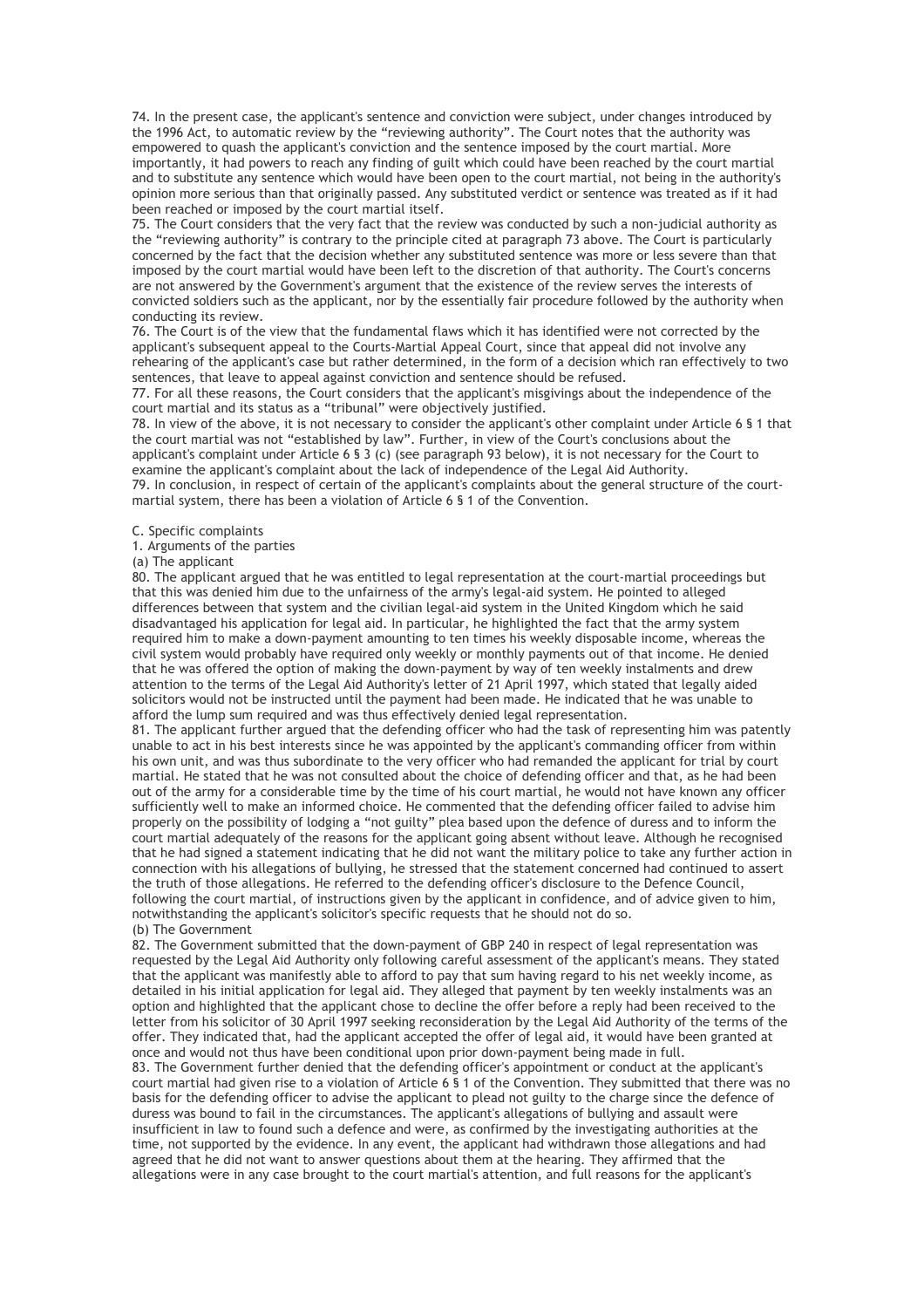74. In the present case, the applicant's sentence and conviction were subject, under changes introduced by the 1996 Act, to automatic review by the "reviewing authority". The Court notes that the authority was empowered to quash the applicant's conviction and the sentence imposed by the court martial. More importantly, it had powers to reach any finding of guilt which could have been reached by the court martial and to substitute any sentence which would have been open to the court martial, not being in the authority's opinion more serious than that originally passed. Any substituted verdict or sentence was treated as if it had been reached or imposed by the court martial itself.

75. The Court considers that the very fact that the review was conducted by such a non-judicial authority as the "reviewing authority" is contrary to the principle cited at paragraph 73 above. The Court is particularly concerned by the fact that the decision whether any substituted sentence was more or less severe than that imposed by the court martial would have been left to the discretion of that authority. The Court's concerns are not answered by the Government's argument that the existence of the review serves the interests of convicted soldiers such as the applicant, nor by the essentially fair procedure followed by the authority when conducting its review.

76. The Court is of the view that the fundamental flaws which it has identified were not corrected by the applicant's subsequent appeal to the Courts-Martial Appeal Court, since that appeal did not involve any rehearing of the applicant's case but rather determined, in the form of a decision which ran effectively to two sentences, that leave to appeal against conviction and sentence should be refused.

77. For all these reasons, the Court considers that the applicant's misgivings about the independence of the court martial and its status as a "tribunal" were objectively justified.

78. In view of the above, it is not necessary to consider the applicant's other complaint under Article 6 § 1 that the court martial was not "established by law". Further, in view of the Court's conclusions about the applicant's complaint under Article 6 § 3 (c) (see paragraph 93 below), it is not necessary for the Court to examine the applicant's complaint about the lack of independence of the Legal Aid Authority.

79. In conclusion, in respect of certain of the applicant's complaints about the general structure of the court-martial system, there has been a violation of Article 6 § 1 of the Convention.

C. Specific complaints

1. Arguments of the parties

(a) The applicant

80. The applicant argued that he was entitled to legal representation at the court-martial proceedings but that this was denied him due to the unfairness of the army's legal-aid system. He pointed to alleged differences between that system and the civilian legal-aid system in the United Kingdom which he said disadvantaged his application for legal aid. In particular, he highlighted the fact that the army system required him to make a down-payment amounting to ten times his weekly disposable income, whereas the civil system would probably have required only weekly or monthly payments out of that income. He denied that he was offered the option of making the down-payment by way of ten weekly instalments and drew attention to the terms of the Legal Aid Authority's letter of 21 April 1997, which stated that legally aided solicitors would not be instructed until the payment had been made. He indicated that he was unable to afford the lump sum required and was thus effectively denied legal representation.

81. The applicant further argued that the defending officer who had the task of representing him was patently unable to act in his best interests since he was appointed by the applicant's commanding officer from within his own unit, and was thus subordinate to the very officer who had remanded the applicant for trial by court martial. He stated that he was not consulted about the choice of defending officer and that, as he had been out of the army for a considerable time by the time of his court martial, he would not have known any officer sufficiently well to make an informed choice. He commented that the defending officer failed to advise him properly on the possibility of lodging a "not guilty" plea based upon the defence of duress and to inform the court martial adequately of the reasons for the applicant going absent without leave. Although he recognised that he had signed a statement indicating that he did not want the military police to take any further action in connection with his allegations of bullying, he stressed that the statement concerned had continued to assert the truth of those allegations. He referred to the defending officer's disclosure to the Defence Council, following the court martial, of instructions given by the applicant in confidence, and of advice given to him, notwithstanding the applicant's solicitor's specific requests that he should not do so.

(b) The Government

82. The Government submitted that the down-payment of GBP 240 in respect of legal representation was requested by the Legal Aid Authority only following careful assessment of the applicant's means. They stated that the applicant was manifestly able to afford to pay that sum having regard to his net weekly income, as detailed in his initial application for legal aid. They alleged that payment by ten weekly instalments was an option and highlighted that the applicant chose to decline the offer before a reply had been received to the letter from his solicitor of 30 April 1997 seeking reconsideration by the Legal Aid Authority of the terms of the offer. They indicated that, had the applicant accepted the offer of legal aid, it would have been granted at once and would not thus have been conditional upon prior down-payment being made in full.

83. The Government further denied that the defending officer's appointment or conduct at the applicant's court martial had given rise to a violation of Article 6 § 1 of the Convention. They submitted that there was no basis for the defending officer to advise the applicant to plead not guilty to the charge since the defence of duress was bound to fail in the circumstances. The applicant's allegations of bullying and assault were insufficient in law to found such a defence and were, as confirmed by the investigating authorities at the time, not supported by the evidence. In any event, the applicant had withdrawn those allegations and had agreed that he did not want to answer questions about them at the hearing. They affirmed that the allegations were in any case brought to the court martial's attention, and full reasons for the applicant's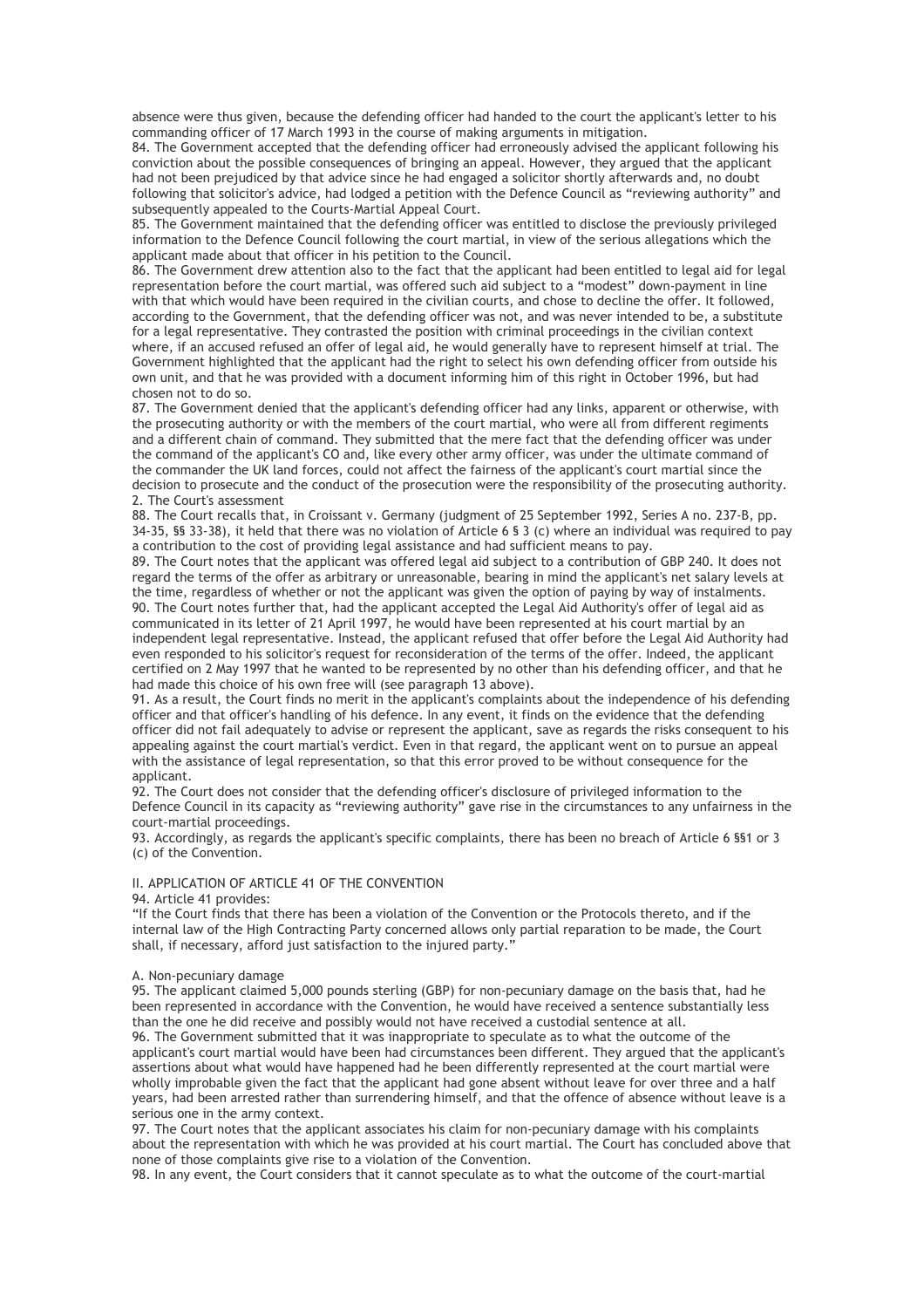absence were thus given, because the defending officer had handed to the court the applicant's letter to his commanding officer of 17 March 1993 in the course of making arguments in mitigation.

84. The Government accepted that the defending officer had erroneously advised the applicant following his conviction about the possible consequences of bringing an appeal. However, they argued that the applicant had not been prejudiced by that advice since he had engaged a solicitor shortly afterwards and, no doubt following that solicitor's advice, had lodged a petition with the Defence Council as "reviewing authority" and subsequently appealed to the Courts-Martial Appeal Court.

85. The Government maintained that the defending officer was entitled to disclose the previously privileged information to the Defence Council following the court martial, in view of the serious allegations which the applicant made about that officer in his petition to the Council.

86. The Government drew attention also to the fact that the applicant had been entitled to legal aid for legal representation before the court martial, was offered such aid subject to a "modest" down-payment in line with that which would have been required in the civilian courts, and chose to decline the offer. It followed, according to the Government, that the defending officer was not, and was never intended to be, a substitute for a legal representative. They contrasted the position with criminal proceedings in the civilian context where, if an accused refused an offer of legal aid, he would generally have to represent himself at trial. The Government highlighted that the applicant had the right to select his own defending officer from outside his own unit, and that he was provided with a document informing him of this right in October 1996, but had chosen not to do so.

87. The Government denied that the applicant's defending officer had any links, apparent or otherwise, with the prosecuting authority or with the members of the court martial, who were all from different regiments and a different chain of command. They submitted that the mere fact that the defending officer was under the command of the applicant's CO and, like every other army officer, was under the ultimate command of the commander the UK land forces, could not affect the fairness of the applicant's court martial since the decision to prosecute and the conduct of the prosecution were the responsibility of the prosecuting authority.

2. The Court's assessment

88. The Court recalls that, in Croissant v. Germany (judgment of 25 September 1992, Series A no. 237-B, pp. 34-35, §§ 33-38), it held that there was no violation of Article 6 § 3 (c) where an individual was required to pay a contribution to the cost of providing legal assistance and had sufficient means to pay.

89. The Court notes that the applicant was offered legal aid subject to a contribution of GBP 240. It does not regard the terms of the offer as arbitrary or unreasonable, bearing in mind the applicant's net salary levels at the time, regardless of whether or not the applicant was given the option of paying by way of instalments.

90. The Court notes further that, had the applicant accepted the Legal Aid Authority's offer of legal aid as communicated in its letter of 21 April 1997, he would have been represented at his court martial by an independent legal representative. Instead, the applicant refused that offer before the Legal Aid Authority had even responded to his solicitor's request for reconsideration of the terms of the offer. Indeed, the applicant certified on 2 May 1997 that he wanted to be represented by no other than his defending officer, and that he had made this choice of his own free will (see paragraph 13 above).

91. As a result, the Court finds no merit in the applicant's complaints about the independence of his defending officer and that officer's handling of his defence. In any event, it finds on the evidence that the defending officer did not fail adequately to advise or represent the applicant, save as regards the risks consequent to his appealing against the court martial's verdict. Even in that regard, the applicant went on to pursue an appeal with the assistance of legal representation, so that this error proved to be without consequence for the applicant.

92. The Court does not consider that the defending officer's disclosure of privileged information to the Defence Council in its capacity as "reviewing authority" gave rise in the circumstances to any unfairness in the court-martial proceedings.

93. Accordingly, as regards the applicant's specific complaints, there has been no breach of Article 6 §§1 or 3 (c) of the Convention.

II. APPLICATION OF ARTICLE 41 OF THE CONVENTION

94. Article 41 provides:

"If the Court finds that there has been a violation of the Convention or the Protocols thereto, and if the internal law of the High Contracting Party concerned allows only partial reparation to be made, the Court shall, if necessary, afford just satisfaction to the injured party."

A. Non-pecuniary damage

95. The applicant claimed 5,000 pounds sterling (GBP) for non-pecuniary damage on the basis that, had he been represented in accordance with the Convention, he would have received a sentence substantially less than the one he did receive and possibly would not have received a custodial sentence at all.

96. The Government submitted that it was inappropriate to speculate as to what the outcome of the applicant's court martial would have been had circumstances been different. They argued that the applicant's assertions about what would have happened had he been differently represented at the court martial were wholly improbable given the fact that the applicant had gone absent without leave for over three and a half years, had been arrested rather than surrendering himself, and that the offence of absence without leave is a serious one in the army context.

97. The Court notes that the applicant associates his claim for non-pecuniary damage with his complaints about the representation with which he was provided at his court martial. The Court has concluded above that none of those complaints give rise to a violation of the Convention.

98. In any event, the Court considers that it cannot speculate as to what the outcome of the court-martial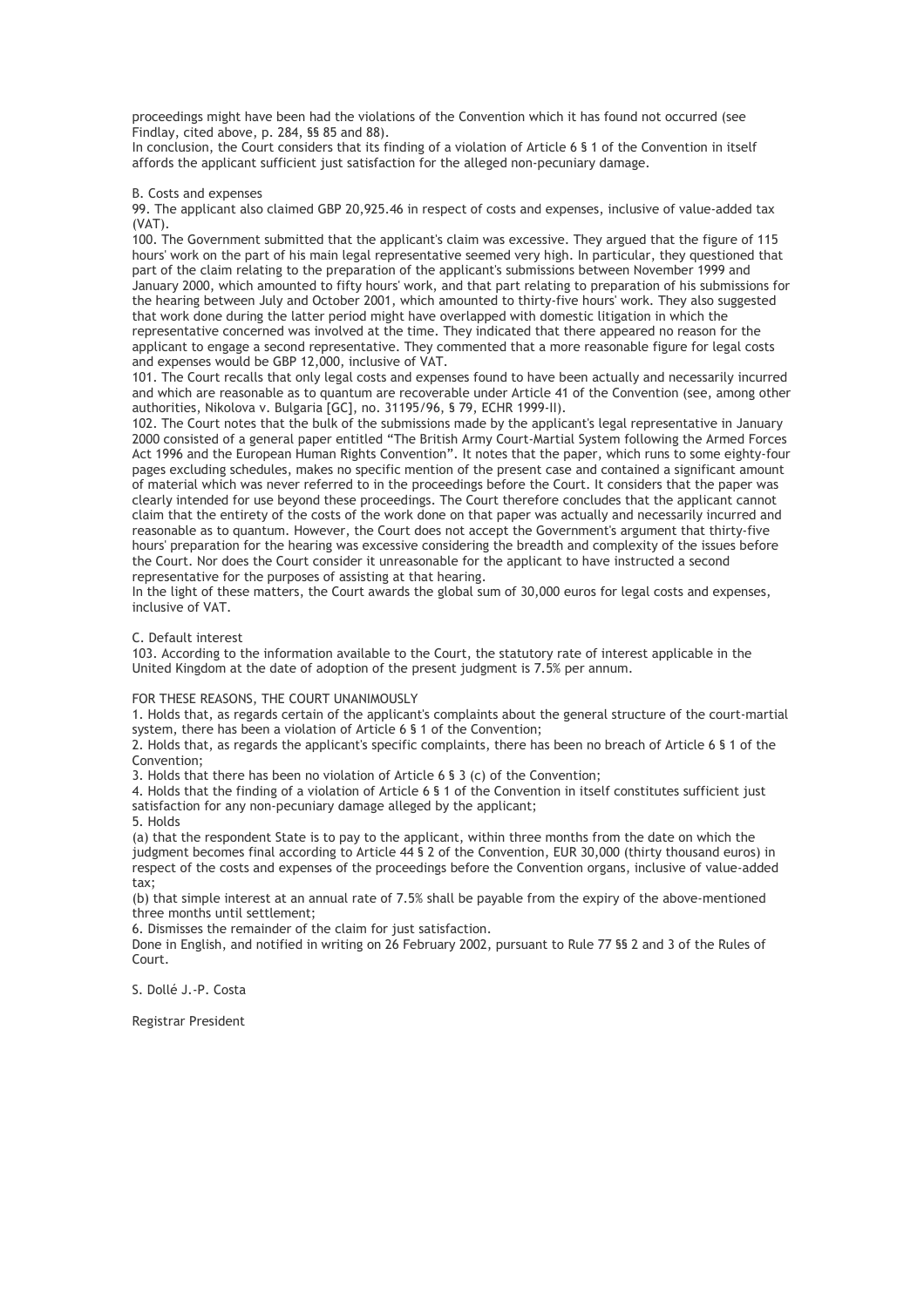proceedings might have been had the violations of the Convention which it has found not occurred (see Findlay, cited above, p. 284, §§ 85 and 88).

In conclusion, the Court considers that its finding of a violation of Article 6 § 1 of the Convention in itself affords the applicant sufficient just satisfaction for the alleged non-pecuniary damage.

B. Costs and expenses

99. The applicant also claimed GBP 20,925.46 in respect of costs and expenses, inclusive of value-added tax (VAT).

100. The Government submitted that the applicant's claim was excessive. They argued that the figure of 115 hours' work on the part of his main legal representative seemed very high. In particular, they questioned that part of the claim relating to the preparation of the applicant's submissions between November 1999 and January 2000, which amounted to fifty hours' work, and that part relating to preparation of his submissions for the hearing between July and October 2001, which amounted to thirty-five hours' work. They also suggested that work done during the latter period might have overlapped with domestic litigation in which the representative concerned was involved at the time. They indicated that there appeared no reason for the applicant to engage a second representative. They commented that a more reasonable figure for legal costs and expenses would be GBP 12,000, inclusive of VAT.

101. The Court recalls that only legal costs and expenses found to have been actually and necessarily incurred and which are reasonable as to quantum are recoverable under Article 41 of the Convention (see, among other authorities, Nikolova v. Bulgaria [GC], no. 31195/96, § 79, ECHR 1999-II).

102. The Court notes that the bulk of the submissions made by the applicant's legal representative in January 2000 consisted of a general paper entitled "The British Army Court-Martial System following the Armed Forces Act 1996 and the European Human Rights Convention". It notes that the paper, which runs to some eighty-four pages excluding schedules, makes no specific mention of the present case and contained a significant amount of material which was never referred to in the proceedings before the Court. It considers that the paper was clearly intended for use beyond these proceedings. The Court therefore concludes that the applicant cannot claim that the entirety of the costs of the work done on that paper was actually and necessarily incurred and reasonable as to quantum. However, the Court does not accept the Government's argument that thirty-five hours' preparation for the hearing was excessive considering the breadth and complexity of the issues before the Court. Nor does the Court consider it unreasonable for the applicant to have instructed a second representative for the purposes of assisting at that hearing.

In the light of these matters, the Court awards the global sum of 30,000 euros for legal costs and expenses, inclusive of VAT.

C. Default interest

103. According to the information available to the Court, the statutory rate of interest applicable in the United Kingdom at the date of adoption of the present judgment is 7.5% per annum.

FOR THESE REASONS, THE COURT UNANIMOUSLY

1. Holds that, as regards certain of the applicant's complaints about the general structure of the court-martial system, there has been a violation of Article 6 § 1 of the Convention;
2. Holds that, as regards the applicant's specific complaints, there has been no breach of Article 6 § 1 of the Convention;
3. Holds that there has been no violation of Article 6 § 3 (c) of the Convention;
4. Holds that the finding of a violation of Article 6 § 1 of the Convention in itself constitutes sufficient just satisfaction for any non-pecuniary damage alleged by the applicant;
5. Holds

(a) that the respondent State is to pay to the applicant, within three months from the date on which the judgment becomes final according to Article 44 § 2 of the Convention, EUR 30,000 (thirty thousand euros) in respect of the costs and expenses of the proceedings before the Convention organs, inclusive of value-added tax;

(b) that simple interest at an annual rate of 7.5% shall be payable from the expiry of the above-mentioned three months until settlement;

6. Dismisses the remainder of the claim for just satisfaction.

Done in English, and notified in writing on 26 February 2002, pursuant to Rule 77 §§ 2 and 3 of the Rules of Court.

S. Dollé J.-P. Costa

Registrar President